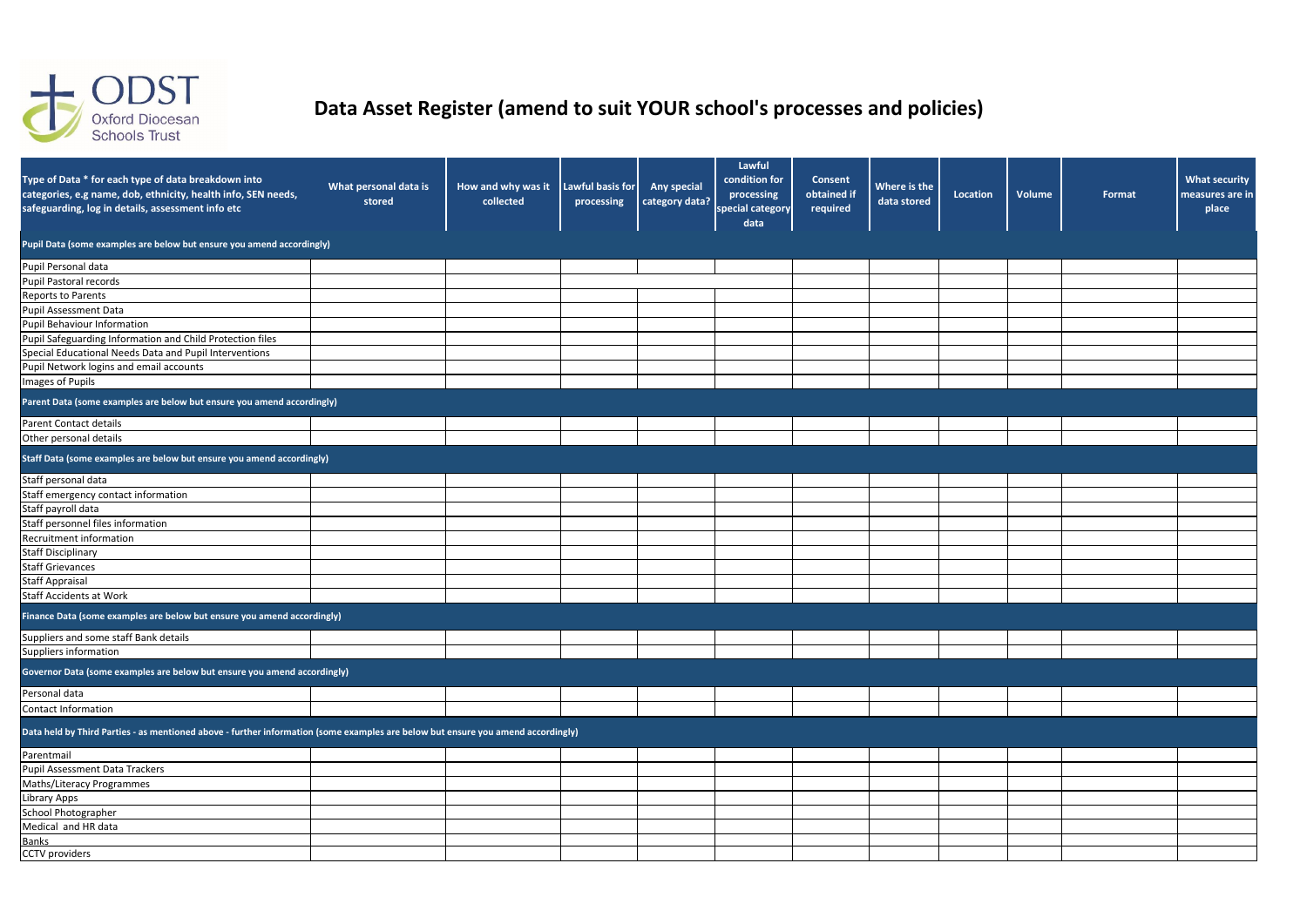ODST Oxford Diocesan Schools Trust

# Data Asset Register (amend to suit YOUR school's processes and policies)

| Type of Data * for each type of data breakdown into categories, e.g name, dob, ethnicity, health info, SEN needs, safeguarding, log in details, assessment info etc | What personal data is stored | How and why was it collected | Lawful basis for processing | Any special category data? | Lawful condition for processing special category data | Consent obtained if required | Where is the data stored | Location | Volume | Format | What security measures are in place |
|---|---|---|---|---|---|---|---|---|---|---|---|
| **Pupil Data (some examples are below but ensure you amend accordingly)** | | | | | | | | | | | |
| Pupil Personal data | | | | | | | | | | | |
| Pupil Pastoral records | | | | | | | | | | | |
| Reports to Parents | | | | | | | | | | | |
| Pupil Assessment Data | | | | | | | | | | | |
| Pupil Behaviour Information | | | | | | | | | | | |
| Pupil Safeguarding Information and Child Protection files | | | | | | | | | | | |
| Special Educational Needs Data and Pupil Interventions | | | | | | | | | | | |
| Pupil Network logins and email accounts | | | | | | | | | | | |
| Images of Pupils | | | | | | | | | | | |
| **Parent Data (some examples are below but ensure you amend accordingly)** | | | | | | | | | | | |
| Parent Contact details | | | | | | | | | | | |
| Other personal details | | | | | | | | | | | |
| **Staff Data (some examples are below but ensure you amend accordingly)** | | | | | | | | | | | |
| Staff personal data | | | | | | | | | | | |
| Staff emergency contact information | | | | | | | | | | | |
| Staff payroll data | | | | | | | | | | | |
| Staff personnel files information | | | | | | | | | | | |
| Recruitment information | | | | | | | | | | | |
| Staff Disciplinary | | | | | | | | | | | |
| Staff Grievances | | | | | | | | | | | |
| Staff Appraisal | | | | | | | | | | | |
| Staff Accidents at Work | | | | | | | | | | | |
| **Finance Data (some examples are below but ensure you amend accordingly)** | | | | | | | | | | | |
| Suppliers and some staff Bank details | | | | | | | | | | | |
| Suppliers information | | | | | | | | | | | |
| **Governor Data (some examples are below but ensure you amend accordingly)** | | | | | | | | | | | |
| Personal data | | | | | | | | | | | |
| Contact Information | | | | | | | | | | | |
| **Data held by Third Parties - as mentioned above - further information (some examples are below but ensure you amend accordingly)** | | | | | | | | | | | |
| Parentmail | | | | | | | | | | | |
| Pupil Assessment Data Trackers | | | | | | | | | | | |
| Maths/Literacy Programmes | | | | | | | | | | | |
| Library Apps | | | | | | | | | | | |
| School Photographer | | | | | | | | | | | |
| Medical and HR data | | | | | | | | | | | |
| Banks | | | | | | | | | | | |
| CCTV providers | | | | | | | | | | | |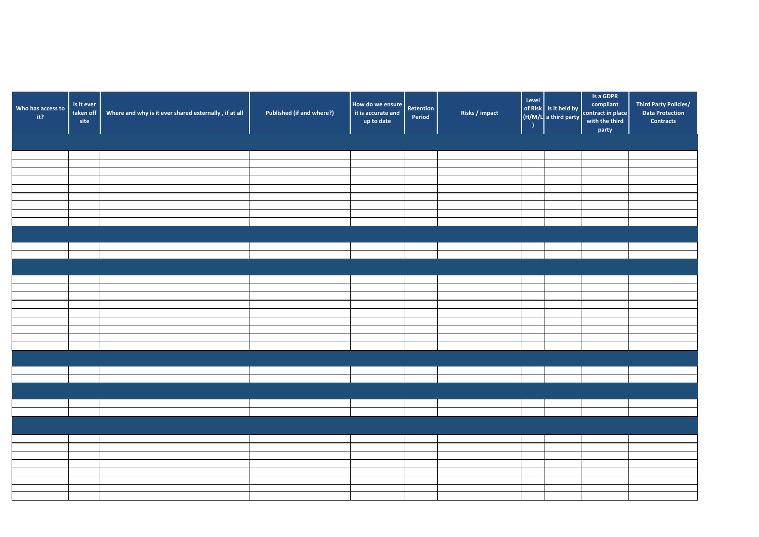| Who has access to it? | Is it ever taken off site | Where and why is it ever shared externally , if at all | Published (if and where?) | How do we ensure it is accurate and up to date | Retention Period | Risks / impact | Level of Risk (H/M/L) | Is it held by a third party | Is a GDPR compliant contract in place with the third party | Third Party Policies/ Data Protection Contracts |
|---|---|---|---|---|---|---|---|---|---|---|
| | | | | | | | | | | |
| | | | | | | | | | | |
| | | | | | | | | | | |
| | | | | | | | | | | |
| | | | | | | | | | | |
| | | | | | | | | | | |
| | | | | | | | | | | |
| | | | | | | | | | | |
| | | | | | | | | | | |
| | | | | | | | | | | |
| | | | | | | | | | | |
| | | | | | | | | | | |
| | | | | | | | | | | |
| | | | | | | | | | | |
| | | | | | | | | | | |
| | | | | | | | | | | |
| | | | | | | | | | | |
| | | | | | | | | | | |
| | | | | | | | | | | |
| | | | | | | | | | | |
| | | | | | | | | | | |
| | | | | | | | | | | |
| | | | | | | | | | | |
| | | | | | | | | | | |
| | | | | | | | | | | |
| | | | | | | | | | | |
| | | | | | | | | | | |
| | | | | | | | | | | |
| | | | | | | | | | | |
| | | | | | | | | | | |
| | | | | | | | | | | |
| | | | | | | | | | | |
| | | | | | | | | | | |
| | | | | | | | | | | |
| | | | | | | | | | | |
| | | | | | | | | | | |